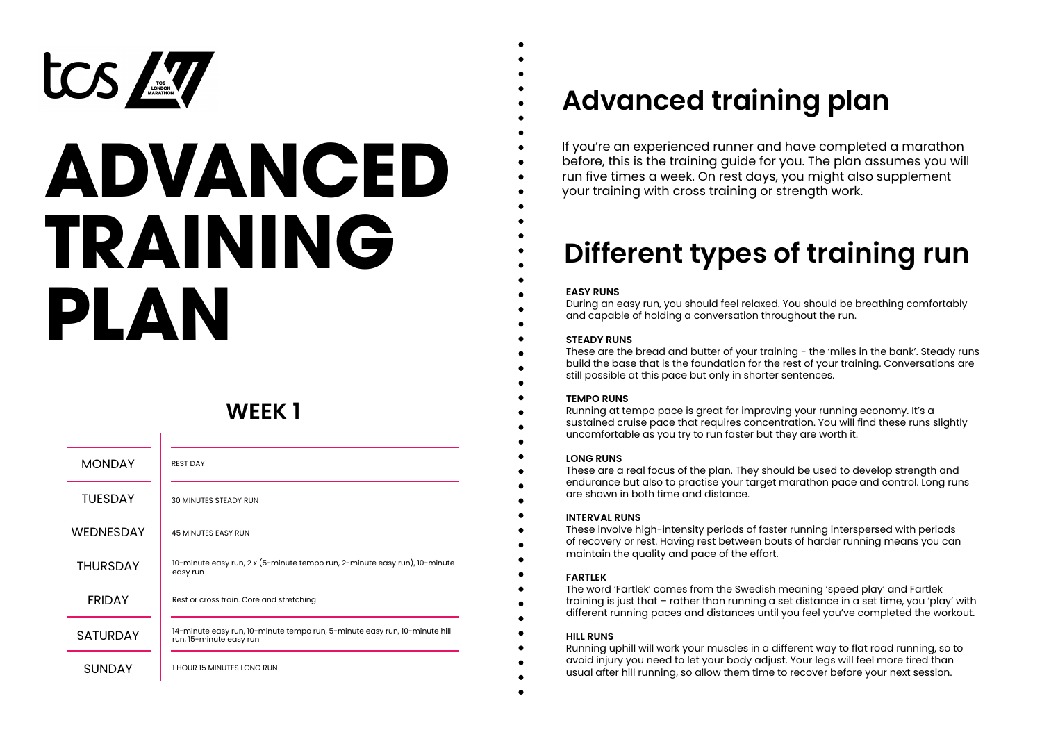# ADVANCED TRAINING PLAN

## WEEK 1

| Day | Session |
|---|---|
| MONDAY | REST DAY |
| TUESDAY | 30 MINUTES STEADY RUN |
| WEDNESDAY | 45 MINUTES EASY RUN |
| THURSDAY | 10-minute easy run, 2 x (5-minute tempo run, 2-minute easy run), 10-minute easy run |
| FRIDAY | Rest or cross train. Core and stretching |
| SATURDAY | 14-minute easy run, 10-minute tempo run, 5-minute easy run, 10-minute hill run, 15-minute easy run |
| SUNDAY | 1 HOUR 15 MINUTES LONG RUN |

## Advanced training plan

If you're an experienced runner and have completed a marathon before, this is the training guide for you. The plan assumes you will run five times a week. On rest days, you might also supplement your training with cross training or strength work.

## Different types of training run

**EASY RUNS**
During an easy run, you should feel relaxed. You should be breathing comfortably and capable of holding a conversation throughout the run.

**STEADY RUNS**
These are the bread and butter of your training - the 'miles in the bank'. Steady runs build the base that is the foundation for the rest of your training. Conversations are still possible at this pace but only in shorter sentences.

**TEMPO RUNS**
Running at tempo pace is great for improving your running economy. It's a sustained cruise pace that requires concentration. You will find these runs slightly uncomfortable as you try to run faster but they are worth it.

**LONG RUNS**
These are a real focus of the plan. They should be used to develop strength and endurance but also to practise your target marathon pace and control. Long runs are shown in both time and distance.

**INTERVAL RUNS**
These involve high-intensity periods of faster running interspersed with periods of recovery or rest. Having rest between bouts of harder running means you can maintain the quality and pace of the effort.

**FARTLEK**
The word 'Fartlek' comes from the Swedish meaning 'speed play' and Fartlek training is just that – rather than running a set distance in a set time, you 'play' with different running paces and distances until you feel you've completed the workout.

**HILL RUNS**
Running uphill will work your muscles in a different way to flat road running, so to avoid injury you need to let your body adjust. Your legs will feel more tired than usual after hill running, so allow them time to recover before your next session.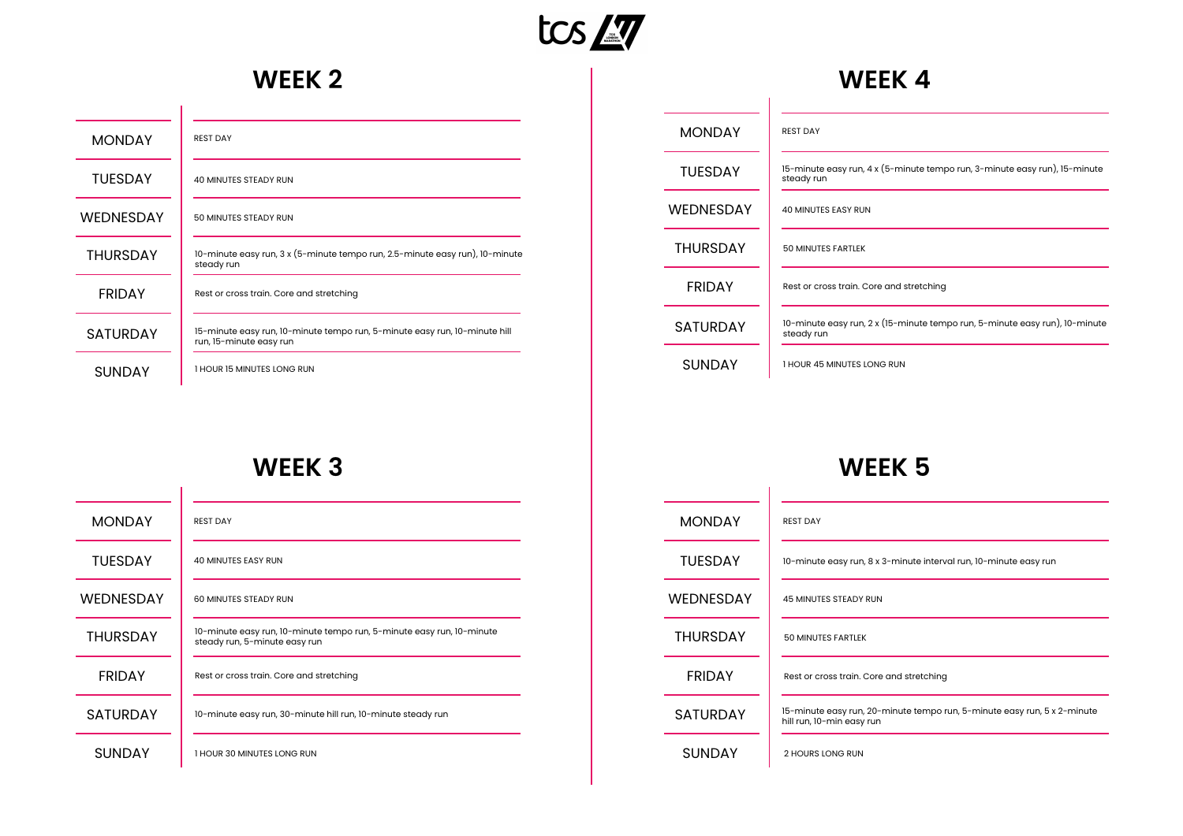## WEEK 2

| | |
|---|---|
| MONDAY | REST DAY |
| TUESDAY | 40 MINUTES STEADY RUN |
| WEDNESDAY | 50 MINUTES STEADY RUN |
| THURSDAY | 10-minute easy run, 3 x (5-minute tempo run, 2.5-minute easy run), 10-minute steady run |
| FRIDAY | Rest or cross train. Core and stretching |
| SATURDAY | 15-minute easy run, 10-minute tempo run, 5-minute easy run, 10-minute hill run, 15-minute easy run |
| SUNDAY | 1 HOUR 15 MINUTES LONG RUN |

## WEEK 3

| | |
|---|---|
| MONDAY | REST DAY |
| TUESDAY | 40 MINUTES EASY RUN |
| WEDNESDAY | 60 MINUTES STEADY RUN |
| THURSDAY | 10-minute easy run, 10-minute tempo run, 5-minute easy run, 10-minute steady run, 5-minute easy run |
| FRIDAY | Rest or cross train. Core and stretching |
| SATURDAY | 10-minute easy run, 30-minute hill run, 10-minute steady run |
| SUNDAY | 1 HOUR 30 MINUTES LONG RUN |

## WEEK 4

| | |
|---|---|
| MONDAY | REST DAY |
| TUESDAY | 15-minute easy run, 4 x (5-minute tempo run, 3-minute easy run), 15-minute steady run |
| WEDNESDAY | 40 MINUTES EASY RUN |
| THURSDAY | 50 MINUTES FARTLEK |
| FRIDAY | Rest or cross train. Core and stretching |
| SATURDAY | 10-minute easy run, 2 x (15-minute tempo run, 5-minute easy run), 10-minute steady run |
| SUNDAY | 1 HOUR 45 MINUTES LONG RUN |

## WEEK 5

| | |
|---|---|
| MONDAY | REST DAY |
| TUESDAY | 10-minute easy run, 8 x 3-minute interval run, 10-minute easy run |
| WEDNESDAY | 45 MINUTES STEADY RUN |
| THURSDAY | 50 MINUTES FARTLEK |
| FRIDAY | Rest or cross train. Core and stretching |
| SATURDAY | 15-minute easy run, 20-minute tempo run, 5-minute easy run, 5 x 2-minute hill run, 10-min easy run |
| SUNDAY | 2 HOURS LONG RUN |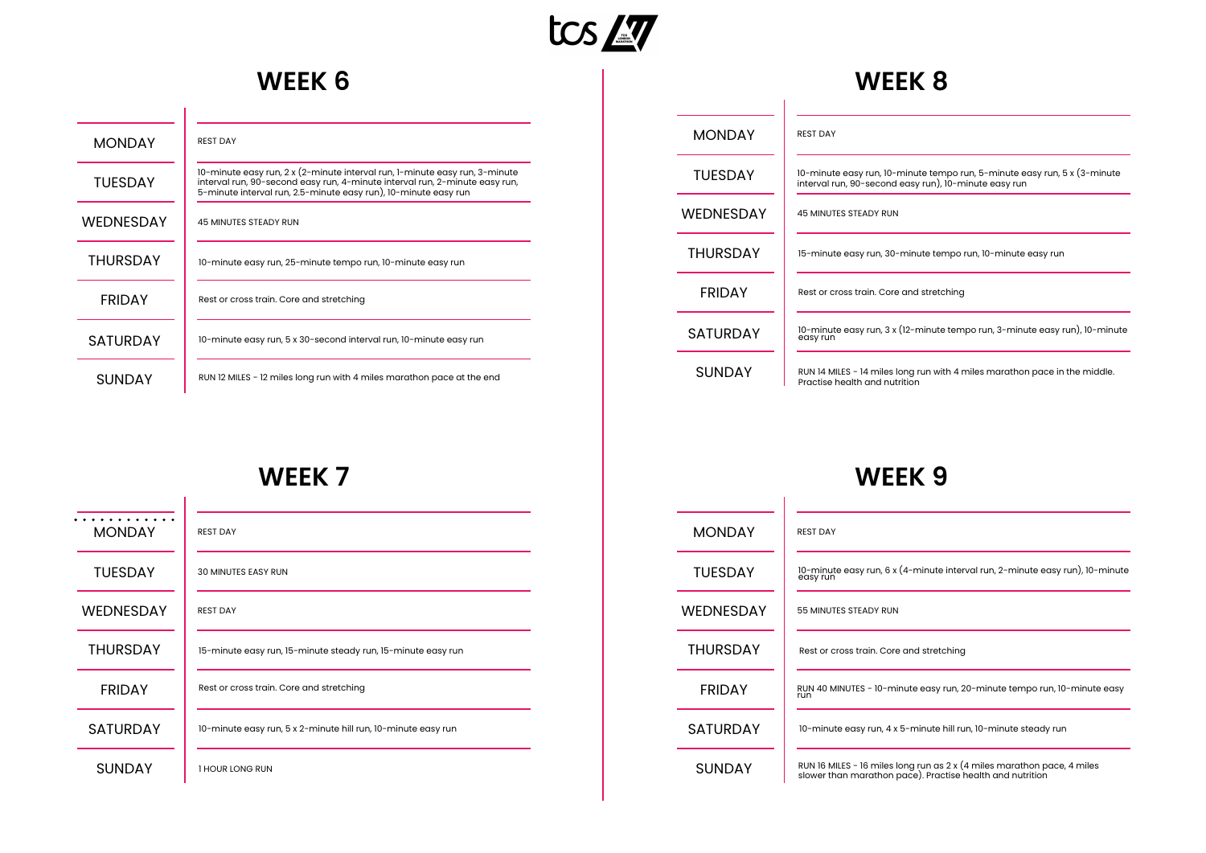## WEEK 6

| Day | Session |
| --- | --- |
| MONDAY | REST DAY |
| TUESDAY | 10-minute easy run, 2 x (2-minute interval run, 1-minute easy run, 3-minute interval run, 90-second easy run, 4-minute interval run, 2-minute easy run, 5-minute interval run, 2.5-minute easy run), 10-minute easy run |
| WEDNESDAY | 45 MINUTES STEADY RUN |
| THURSDAY | 10-minute easy run, 25-minute tempo run, 10-minute easy run |
| FRIDAY | Rest or cross train. Core and stretching |
| SATURDAY | 10-minute easy run, 5 x 30-second interval run, 10-minute easy run |
| SUNDAY | RUN 12 MILES - 12 miles long run with 4 miles marathon pace at the end |

## WEEK 7

| Day | Session |
| --- | --- |
| MONDAY | REST DAY |
| TUESDAY | 30 MINUTES EASY RUN |
| WEDNESDAY | REST DAY |
| THURSDAY | 15-minute easy run, 15-minute steady run, 15-minute easy run |
| FRIDAY | Rest or cross train. Core and stretching |
| SATURDAY | 10-minute easy run, 5 x 2-minute hill run, 10-minute easy run |
| SUNDAY | 1 HOUR LONG RUN |

## WEEK 8

| Day | Session |
| --- | --- |
| MONDAY | REST DAY |
| TUESDAY | 10-minute easy run, 10-minute tempo run, 5-minute easy run, 5 x (3-minute interval run, 90-second easy run), 10-minute easy run |
| WEDNESDAY | 45 MINUTES STEADY RUN |
| THURSDAY | 15-minute easy run, 30-minute tempo run, 10-minute easy run |
| FRIDAY | Rest or cross train. Core and stretching |
| SATURDAY | 10-minute easy run, 3 x (12-minute tempo run, 3-minute easy run), 10-minute easy run |
| SUNDAY | RUN 14 MILES - 14 miles long run with 4 miles marathon pace in the middle. Practise health and nutrition |

## WEEK 9

| Day | Session |
| --- | --- |
| MONDAY | REST DAY |
| TUESDAY | 10-minute easy run, 6 x (4-minute interval run, 2-minute easy run), 10-minute easy run |
| WEDNESDAY | 55 MINUTES STEADY RUN |
| THURSDAY | Rest or cross train. Core and stretching |
| FRIDAY | RUN 40 MINUTES - 10-minute easy run, 20-minute tempo run, 10-minute easy run |
| SATURDAY | 10-minute easy run, 4 x 5-minute hill run, 10-minute steady run |
| SUNDAY | RUN 16 MILES - 16 miles long run as 2 x (4 miles marathon pace, 4 miles slower than marathon pace). Practise health and nutrition |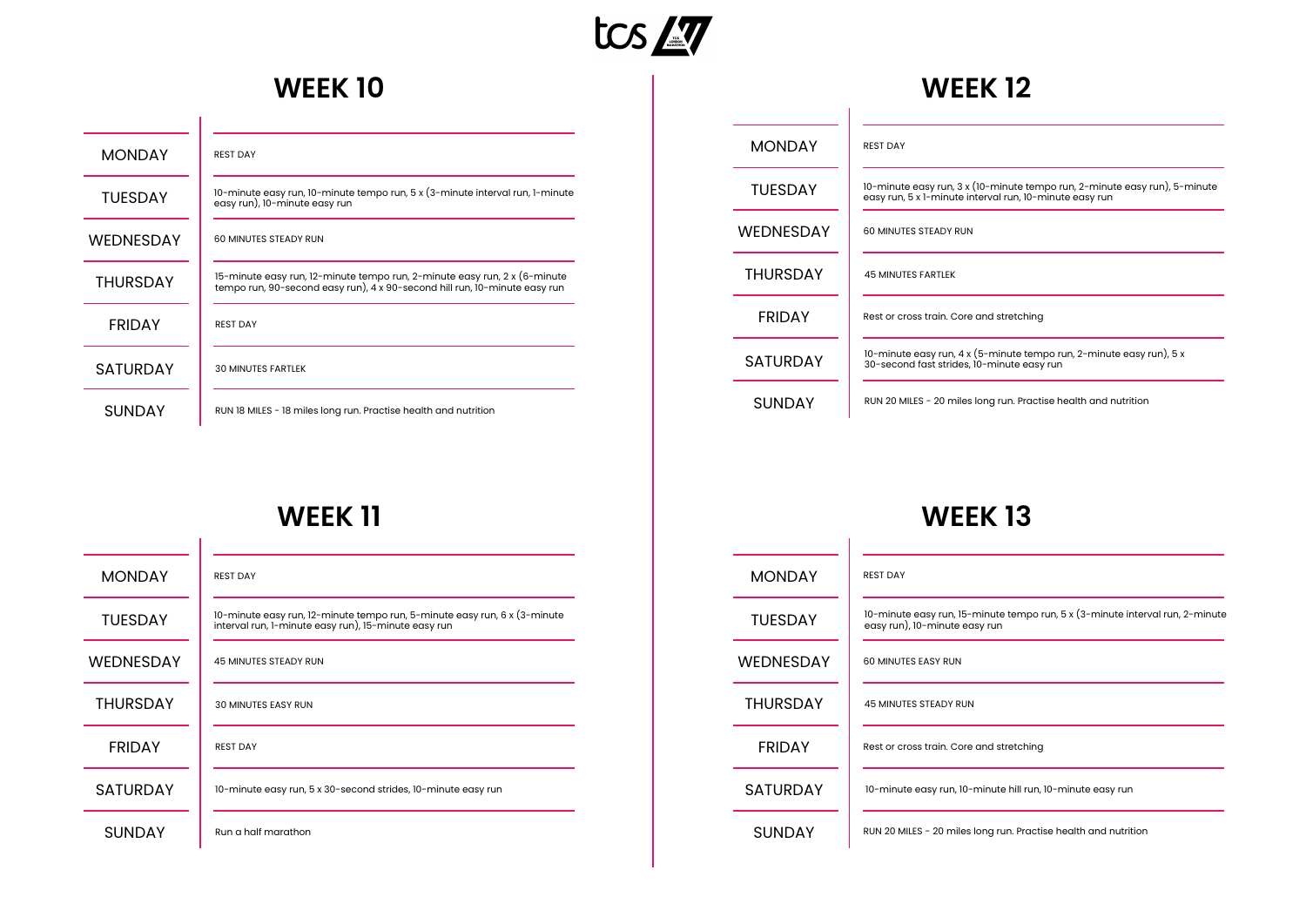## WEEK 10

| Day | Session |
|---|---|
| MONDAY | REST DAY |
| TUESDAY | 10-minute easy run, 10-minute tempo run, 5 x (3-minute interval run, 1-minute easy run), 10-minute easy run |
| WEDNESDAY | 60 MINUTES STEADY RUN |
| THURSDAY | 15-minute easy run, 12-minute tempo run, 2-minute easy run, 2 x (6-minute tempo run, 90-second easy run), 4 x 90-second hill run, 10-minute easy run |
| FRIDAY | REST DAY |
| SATURDAY | 30 MINUTES FARTLEK |
| SUNDAY | RUN 18 MILES - 18 miles long run. Practise health and nutrition |

## WEEK 11

| Day | Session |
|---|---|
| MONDAY | REST DAY |
| TUESDAY | 10-minute easy run, 12-minute tempo run, 5-minute easy run, 6 x (3-minute interval run, 1-minute easy run), 15-minute easy run |
| WEDNESDAY | 45 MINUTES STEADY RUN |
| THURSDAY | 30 MINUTES EASY RUN |
| FRIDAY | REST DAY |
| SATURDAY | 10-minute easy run, 5 x 30-second strides, 10-minute easy run |
| SUNDAY | Run a half marathon |

## WEEK 12

| Day | Session |
|---|---|
| MONDAY | REST DAY |
| TUESDAY | 10-minute easy run, 3 x (10-minute tempo run, 2-minute easy run), 5-minute easy run, 5 x 1-minute interval run, 10-minute easy run |
| WEDNESDAY | 60 MINUTES STEADY RUN |
| THURSDAY | 45 MINUTES FARTLEK |
| FRIDAY | Rest or cross train. Core and stretching |
| SATURDAY | 10-minute easy run, 4 x (5-minute tempo run, 2-minute easy run), 5 x 30-second fast strides, 10-minute easy run |
| SUNDAY | RUN 20 MILES - 20 miles long run. Practise health and nutrition |

## WEEK 13

| Day | Session |
|---|---|
| MONDAY | REST DAY |
| TUESDAY | 10-minute easy run, 15-minute tempo run, 5 x (3-minute interval run, 2-minute easy run), 10-minute easy run |
| WEDNESDAY | 60 MINUTES EASY RUN |
| THURSDAY | 45 MINUTES STEADY RUN |
| FRIDAY | Rest or cross train. Core and stretching |
| SATURDAY | 10-minute easy run, 10-minute hill run, 10-minute easy run |
| SUNDAY | RUN 20 MILES - 20 miles long run. Practise health and nutrition |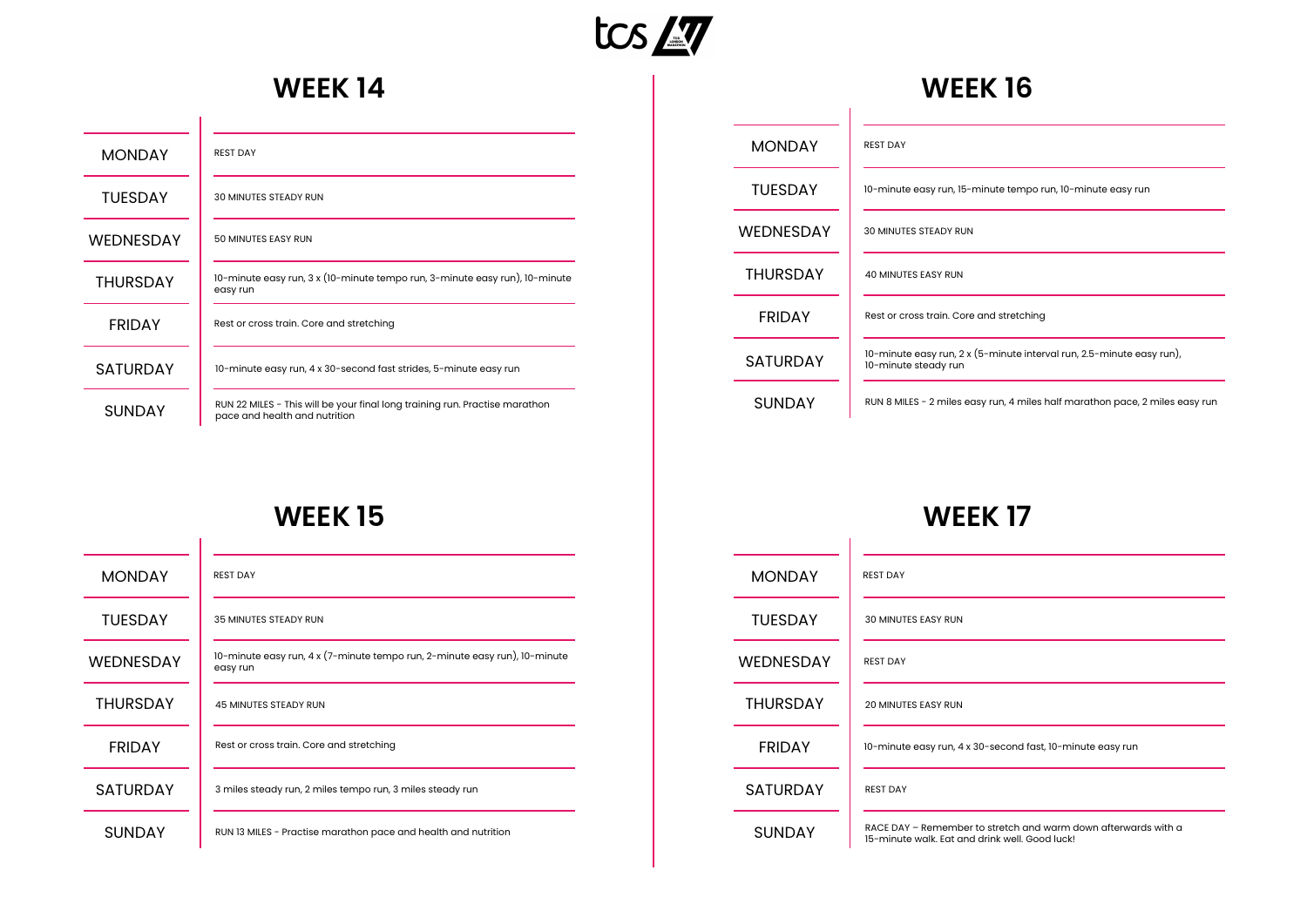## WEEK 14

| | |
|---|---|
| MONDAY | REST DAY |
| TUESDAY | 30 MINUTES STEADY RUN |
| WEDNESDAY | 50 MINUTES EASY RUN |
| THURSDAY | 10-minute easy run, 3 x (10-minute tempo run, 3-minute easy run), 10-minute easy run |
| FRIDAY | Rest or cross train. Core and stretching |
| SATURDAY | 10-minute easy run, 4 x 30-second fast strides, 5-minute easy run |
| SUNDAY | RUN 22 MILES - This will be your final long training run. Practise marathon pace and health and nutrition |

## WEEK 15

| | |
|---|---|
| MONDAY | REST DAY |
| TUESDAY | 35 MINUTES STEADY RUN |
| WEDNESDAY | 10-minute easy run, 4 x (7-minute tempo run, 2-minute easy run), 10-minute easy run |
| THURSDAY | 45 MINUTES STEADY RUN |
| FRIDAY | Rest or cross train. Core and stretching |
| SATURDAY | 3 miles steady run, 2 miles tempo run, 3 miles steady run |
| SUNDAY | RUN 13 MILES - Practise marathon pace and health and nutrition |

## WEEK 16

| | |
|---|---|
| MONDAY | REST DAY |
| TUESDAY | 10-minute easy run, 15-minute tempo run, 10-minute easy run |
| WEDNESDAY | 30 MINUTES STEADY RUN |
| THURSDAY | 40 MINUTES EASY RUN |
| FRIDAY | Rest or cross train. Core and stretching |
| SATURDAY | 10-minute easy run, 2 x (5-minute interval run, 2.5-minute easy run), 10-minute steady run |
| SUNDAY | RUN 8 MILES - 2 miles easy run, 4 miles half marathon pace, 2 miles easy run |

## WEEK 17

| | |
|---|---|
| MONDAY | REST DAY |
| TUESDAY | 30 MINUTES EASY RUN |
| WEDNESDAY | REST DAY |
| THURSDAY | 20 MINUTES EASY RUN |
| FRIDAY | 10-minute easy run, 4 x 30-second fast, 10-minute easy run |
| SATURDAY | REST DAY |
| SUNDAY | RACE DAY – Remember to stretch and warm down afterwards with a 15-minute walk. Eat and drink well. Good luck! |